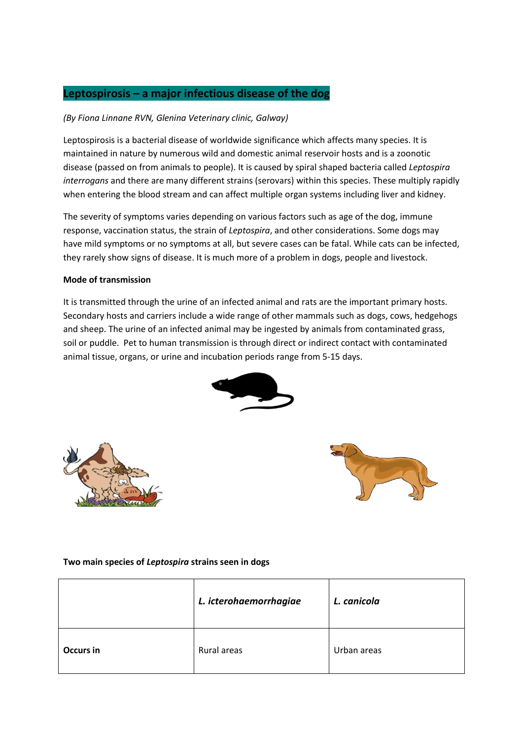## Leptospirosis – a major infectious disease of the dog

*(By Fiona Linnane RVN, Glenina Veterinary clinic, Galway)*

Leptospirosis is a bacterial disease of worldwide significance which affects many species. It is maintained in nature by numerous wild and domestic animal reservoir hosts and is a zoonotic disease (passed on from animals to people). It is caused by spiral shaped bacteria called *Leptospira interrogans* and there are many different strains (serovars) within this species. These multiply rapidly when entering the blood stream and can affect multiple organ systems including liver and kidney.

The severity of symptoms varies depending on various factors such as age of the dog, immune response, vaccination status, the strain of *Leptospira*, and other considerations. Some dogs may have mild symptoms or no symptoms at all, but severe cases can be fatal. While cats can be infected, they rarely show signs of disease. It is much more of a problem in dogs, people and livestock.

**Mode of transmission**

It is transmitted through the urine of an infected animal and rats are the important primary hosts. Secondary hosts and carriers include a wide range of other mammals such as dogs, cows, hedgehogs and sheep. The urine of an infected animal may be ingested by animals from contaminated grass, soil or puddle. Pet to human transmission is through direct or indirect contact with contaminated animal tissue, organs, or urine and incubation periods range from 5-15 days.

**Two main species of *Leptospira* strains seen in dogs**

| | ***L. icterohaemorrhagiae*** | ***L. canicola*** |
|---|---|---|
| **Occurs in** | Rural areas | Urban areas |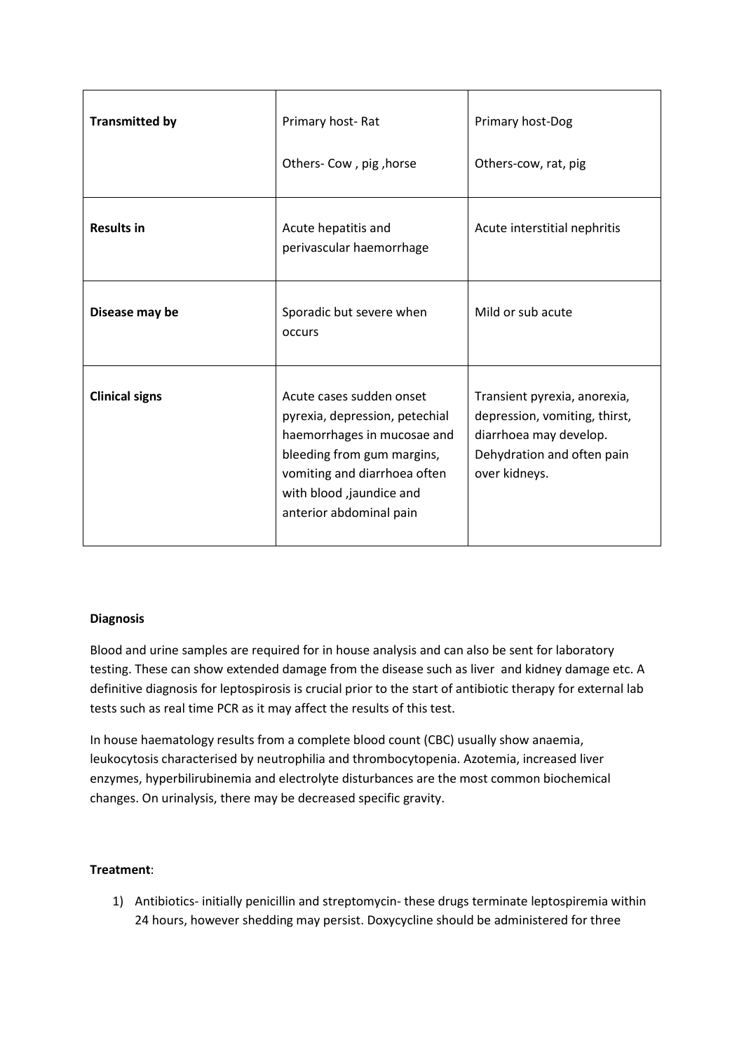| **Transmitted by** | Primary host- Rat<br><br>Others- Cow , pig ,horse | Primary host-Dog<br><br>Others-cow, rat, pig |
|---|---|---|
| **Results in** | Acute hepatitis and perivascular haemorrhage | Acute interstitial nephritis |
| **Disease may be** | Sporadic but severe when occurs | Mild or sub acute |
| **Clinical signs** | Acute cases sudden onset pyrexia, depression, petechial haemorrhages in mucosae and bleeding from gum margins, vomiting and diarrhoea often with blood ,jaundice and anterior abdominal pain | Transient pyrexia, anorexia, depression, vomiting, thirst, diarrhoea may develop. Dehydration and often pain over kidneys. |

**Diagnosis**

Blood and urine samples are required for in house analysis and can also be sent for laboratory testing. These can show extended damage from the disease such as liver and kidney damage etc. A definitive diagnosis for leptospirosis is crucial prior to the start of antibiotic therapy for external lab tests such as real time PCR as it may affect the results of this test.

In house haematology results from a complete blood count (CBC) usually show anaemia, leukocytosis characterised by neutrophilia and thrombocytopenia. Azotemia, increased liver enzymes, hyperbilirubinemia and electrolyte disturbances are the most common biochemical changes. On urinalysis, there may be decreased specific gravity.

**Treatment**:

1) Antibiotics- initially penicillin and streptomycin- these drugs terminate leptospiremia within 24 hours, however shedding may persist. Doxycycline should be administered for three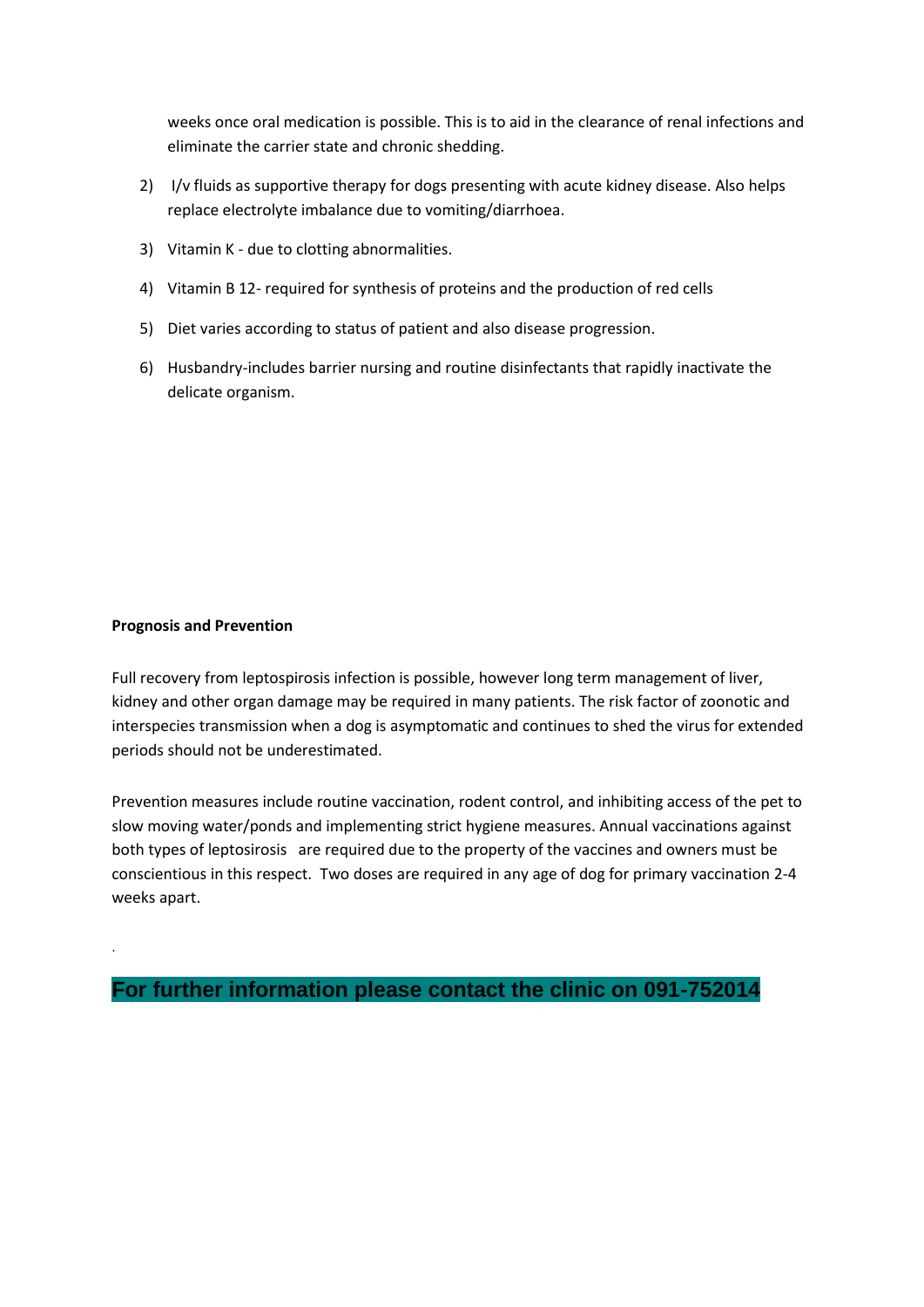weeks once oral medication is possible. This is to aid in the clearance of renal infections and eliminate the carrier state and chronic shedding.

2) I/v fluids as supportive therapy for dogs presenting with acute kidney disease. Also helps replace electrolyte imbalance due to vomiting/diarrhoea.
3) Vitamin K - due to clotting abnormalities.
4) Vitamin B 12- required for synthesis of proteins and the production of red cells
5) Diet varies according to status of patient and also disease progression.
6) Husbandry-includes barrier nursing and routine disinfectants that rapidly inactivate the delicate organism.

**Prognosis and Prevention**

Full recovery from leptospirosis infection is possible, however long term management of liver, kidney and other organ damage may be required in many patients. The risk factor of zoonotic and interspecies transmission when a dog is asymptomatic and continues to shed the virus for extended periods should not be underestimated.

Prevention measures include routine vaccination, rodent control, and inhibiting access of the pet to slow moving water/ponds and implementing strict hygiene measures. Annual vaccinations against both types of leptosirosis are required due to the property of the vaccines and owners must be conscientious in this respect. Two doses are required in any age of dog for primary vaccination 2-4 weeks apart.

.

**For further information please contact the clinic on 091-752014**